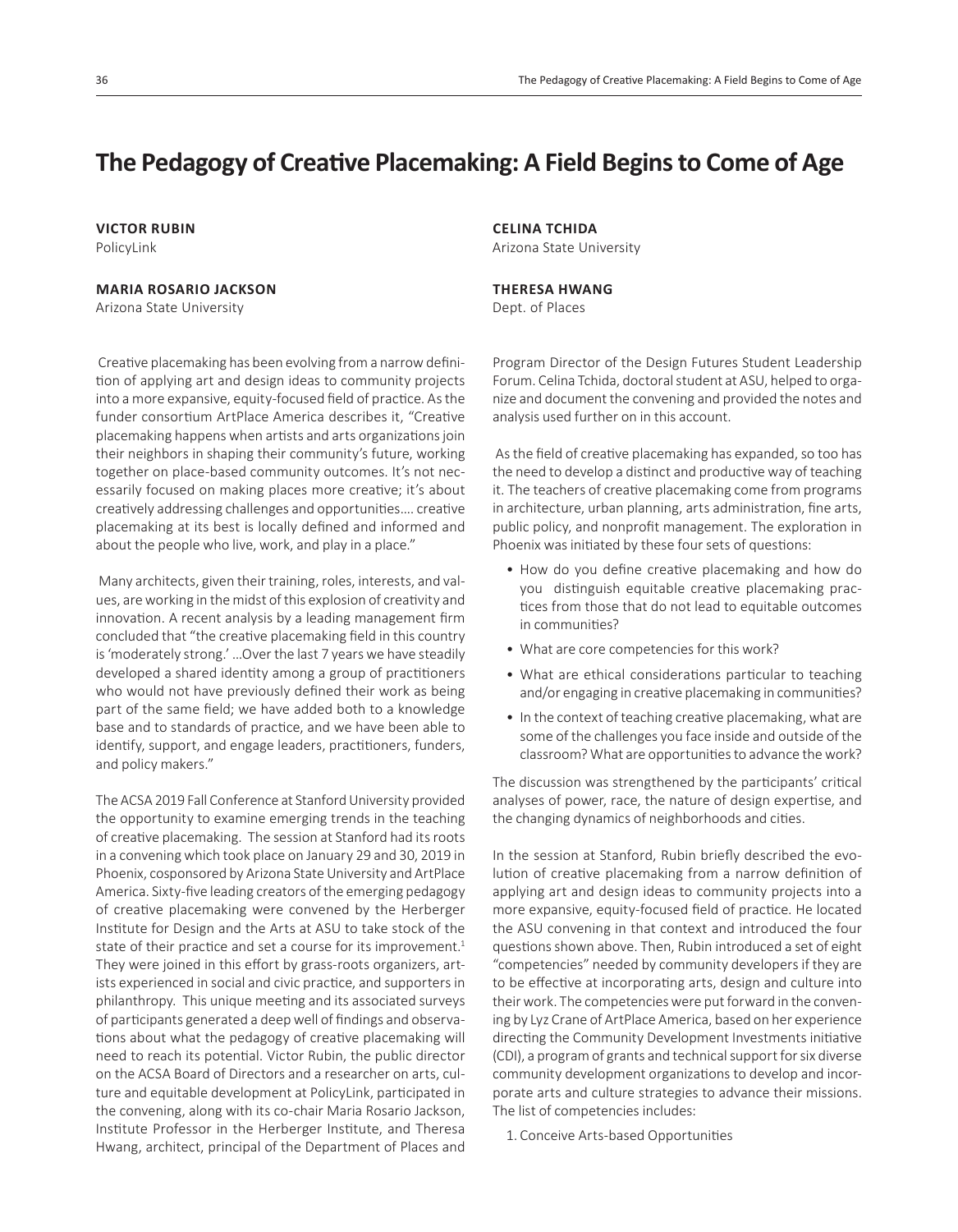# The Pedagogy of Creative Placemaking: A Field Begins to Come of Age

**VICTOR RUBIN**
PolicyLink

**MARIA ROSARIO JACKSON**
Arizona State University

**CELINA TCHIDA**
Arizona State University

**THERESA HWANG**
Dept. of Places

Creative placemaking has been evolving from a narrow definition of applying art and design ideas to community projects into a more expansive, equity-focused field of practice. As the funder consortium ArtPlace America describes it, "Creative placemaking happens when artists and arts organizations join their neighbors in shaping their community's future, working together on place-based community outcomes. It's not necessarily focused on making places more creative; it's about creatively addressing challenges and opportunities.... creative placemaking at its best is locally defined and informed and about the people who live, work, and play in a place."

Many architects, given their training, roles, interests, and values, are working in the midst of this explosion of creativity and innovation. A recent analysis by a leading management firm concluded that "the creative placemaking field in this country is 'moderately strong.' …Over the last 7 years we have steadily developed a shared identity among a group of practitioners who would not have previously defined their work as being part of the same field; we have added both to a knowledge base and to standards of practice, and we have been able to identify, support, and engage leaders, practitioners, funders, and policy makers."

The ACSA 2019 Fall Conference at Stanford University provided the opportunity to examine emerging trends in the teaching of creative placemaking. The session at Stanford had its roots in a convening which took place on January 29 and 30, 2019 in Phoenix, cosponsored by Arizona State University and ArtPlace America. Sixty-five leading creators of the emerging pedagogy of creative placemaking were convened by the Herberger Institute for Design and the Arts at ASU to take stock of the state of their practice and set a course for its improvement.[1] They were joined in this effort by grass-roots organizers, artists experienced in social and civic practice, and supporters in philanthropy. This unique meeting and its associated surveys of participants generated a deep well of findings and observations about what the pedagogy of creative placemaking will need to reach its potential. Victor Rubin, the public director on the ACSA Board of Directors and a researcher on arts, culture and equitable development at PolicyLink, participated in the convening, along with its co-chair Maria Rosario Jackson, Institute Professor in the Herberger Institute, and Theresa Hwang, architect, principal of the Department of Places and Program Director of the Design Futures Student Leadership Forum. Celina Tchida, doctoral student at ASU, helped to organize and document the convening and provided the notes and analysis used further on in this account.

As the field of creative placemaking has expanded, so too has the need to develop a distinct and productive way of teaching it. The teachers of creative placemaking come from programs in architecture, urban planning, arts administration, fine arts, public policy, and nonprofit management. The exploration in Phoenix was initiated by these four sets of questions:

- How do you define creative placemaking and how do you distinguish equitable creative placemaking practices from those that do not lead to equitable outcomes in communities?
- What are core competencies for this work?
- What are ethical considerations particular to teaching and/or engaging in creative placemaking in communities?
- In the context of teaching creative placemaking, what are some of the challenges you face inside and outside of the classroom? What are opportunities to advance the work?

The discussion was strengthened by the participants' critical analyses of power, race, the nature of design expertise, and the changing dynamics of neighborhoods and cities.

In the session at Stanford, Rubin briefly described the evolution of creative placemaking from a narrow definition of applying art and design ideas to community projects into a more expansive, equity-focused field of practice. He located the ASU convening in that context and introduced the four questions shown above. Then, Rubin introduced a set of eight "competencies" needed by community developers if they are to be effective at incorporating arts, design and culture into their work. The competencies were put forward in the convening by Lyz Crane of ArtPlace America, based on her experience directing the Community Development Investments initiative (CDI), a program of grants and technical support for six diverse community development organizations to develop and incorporate arts and culture strategies to advance their missions. The list of competencies includes:

1. Conceive Arts-based Opportunities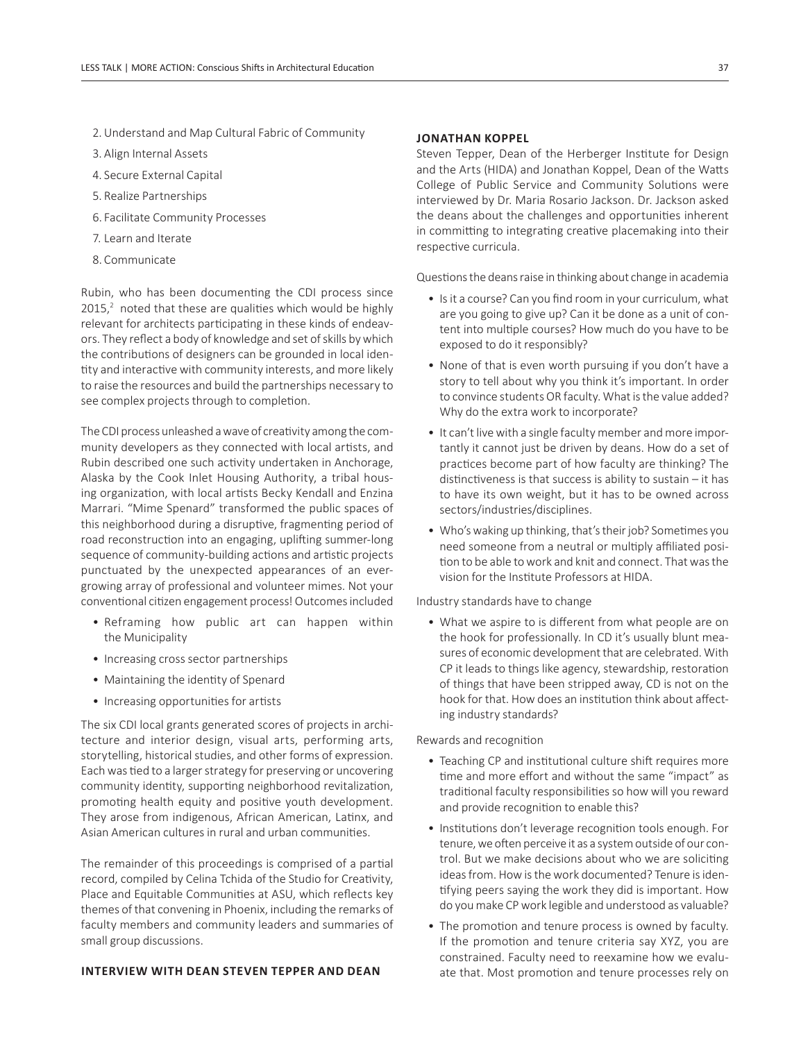2. Understand and Map Cultural Fabric of Community
3. Align Internal Assets
4. Secure External Capital
5. Realize Partnerships
6. Facilitate Community Processes
7. Learn and Iterate
8. Communicate

Rubin, who has been documenting the CDI process since 2015,[2] noted that these are qualities which would be highly relevant for architects participating in these kinds of endeavors. They reflect a body of knowledge and set of skills by which the contributions of designers can be grounded in local identity and interactive with community interests, and more likely to raise the resources and build the partnerships necessary to see complex projects through to completion.

The CDI process unleashed a wave of creativity among the community developers as they connected with local artists, and Rubin described one such activity undertaken in Anchorage, Alaska by the Cook Inlet Housing Authority, a tribal housing organization, with local artists Becky Kendall and Enzina Marrari. "Mime Spenard" transformed the public spaces of this neighborhood during a disruptive, fragmenting period of road reconstruction into an engaging, uplifting summer-long sequence of community-building actions and artistic projects punctuated by the unexpected appearances of an ever-growing array of professional and volunteer mimes. Not your conventional citizen engagement process! Outcomes included

- Reframing how public art can happen within the Municipality
- Increasing cross sector partnerships
- Maintaining the identity of Spenard
- Increasing opportunities for artists

The six CDI local grants generated scores of projects in architecture and interior design, visual arts, performing arts, storytelling, historical studies, and other forms of expression. Each was tied to a larger strategy for preserving or uncovering community identity, supporting neighborhood revitalization, promoting health equity and positive youth development. They arose from indigenous, African American, Latinx, and Asian American cultures in rural and urban communities.

The remainder of this proceedings is comprised of a partial record, compiled by Celina Tchida of the Studio for Creativity, Place and Equitable Communities at ASU, which reflects key themes of that convening in Phoenix, including the remarks of faculty members and community leaders and summaries of small group discussions.

## INTERVIEW WITH DEAN STEVEN TEPPER AND DEAN JONATHAN KOPPEL

Steven Tepper, Dean of the Herberger Institute for Design and the Arts (HIDA) and Jonathan Koppel, Dean of the Watts College of Public Service and Community Solutions were interviewed by Dr. Maria Rosario Jackson. Dr. Jackson asked the deans about the challenges and opportunities inherent in committing to integrating creative placemaking into their respective curricula.

Questions the deans raise in thinking about change in academia

- Is it a course? Can you find room in your curriculum, what are you going to give up? Can it be done as a unit of content into multiple courses? How much do you have to be exposed to do it responsibly?
- None of that is even worth pursuing if you don't have a story to tell about why you think it's important. In order to convince students OR faculty. What is the value added? Why do the extra work to incorporate?
- It can't live with a single faculty member and more importantly it cannot just be driven by deans. How do a set of practices become part of how faculty are thinking? The distinctiveness is that success is ability to sustain – it has to have its own weight, but it has to be owned across sectors/industries/disciplines.
- Who's waking up thinking, that's their job? Sometimes you need someone from a neutral or multiply affiliated position to be able to work and knit and connect. That was the vision for the Institute Professors at HIDA.

Industry standards have to change

- What we aspire to is different from what people are on the hook for professionally. In CD it's usually blunt measures of economic development that are celebrated. With CP it leads to things like agency, stewardship, restoration of things that have been stripped away, CD is not on the hook for that. How does an institution think about affecting industry standards?

Rewards and recognition

- Teaching CP and institutional culture shift requires more time and more effort and without the same "impact" as traditional faculty responsibilities so how will you reward and provide recognition to enable this?
- Institutions don't leverage recognition tools enough. For tenure, we often perceive it as a system outside of our control. But we make decisions about who we are soliciting ideas from. How is the work documented? Tenure is identifying peers saying the work they did is important. How do you make CP work legible and understood as valuable?
- The promotion and tenure process is owned by faculty. If the promotion and tenure criteria say XYZ, you are constrained. Faculty need to reexamine how we evaluate that. Most promotion and tenure processes rely on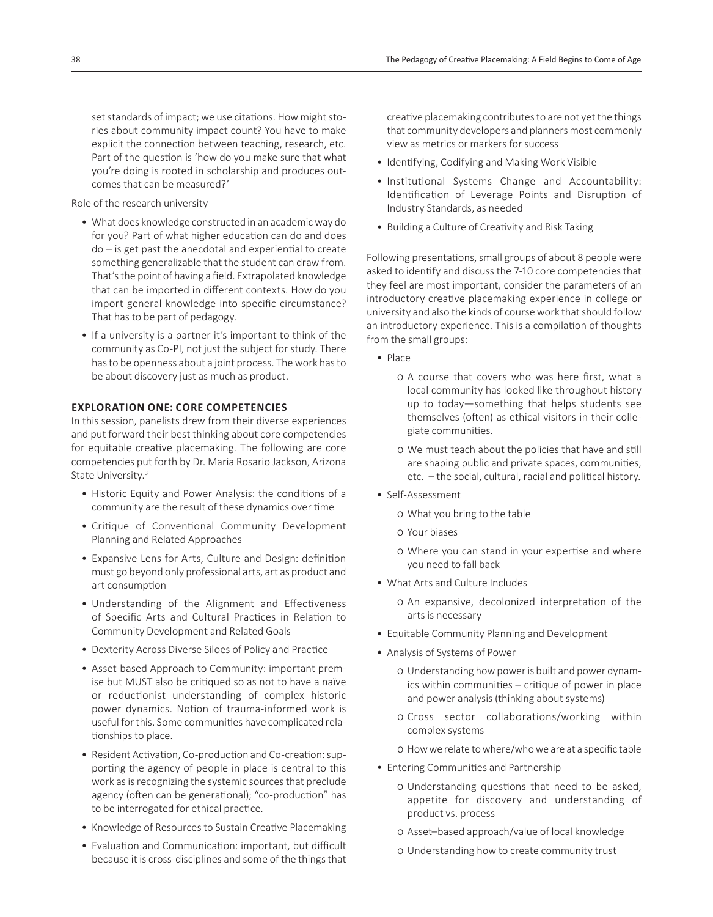set standards of impact; we use citations. How might stories about community impact count? You have to make explicit the connection between teaching, research, etc. Part of the question is 'how do you make sure that what you're doing is rooted in scholarship and produces outcomes that can be measured?'

Role of the research university

- What does knowledge constructed in an academic way do for you? Part of what higher education can do and does do – is get past the anecdotal and experiential to create something generalizable that the student can draw from. That's the point of having a field. Extrapolated knowledge that can be imported in different contexts. How do you import general knowledge into specific circumstance? That has to be part of pedagogy.
- If a university is a partner it's important to think of the community as Co-PI, not just the subject for study. There has to be openness about a joint process. The work has to be about discovery just as much as product.

## EXPLORATION ONE: CORE COMPETENCIES

In this session, panelists drew from their diverse experiences and put forward their best thinking about core competencies for equitable creative placemaking. The following are core competencies put forth by Dr. Maria Rosario Jackson, Arizona State University.[3]

- Historic Equity and Power Analysis: the conditions of a community are the result of these dynamics over time
- Critique of Conventional Community Development Planning and Related Approaches
- Expansive Lens for Arts, Culture and Design: definition must go beyond only professional arts, art as product and art consumption
- Understanding of the Alignment and Effectiveness of Specific Arts and Cultural Practices in Relation to Community Development and Related Goals
- Dexterity Across Diverse Siloes of Policy and Practice
- Asset-based Approach to Community: important premise but MUST also be critiqued so as not to have a naïve or reductionist understanding of complex historic power dynamics. Notion of trauma-informed work is useful for this. Some communities have complicated relationships to place.
- Resident Activation, Co-production and Co-creation: supporting the agency of people in place is central to this work as is recognizing the systemic sources that preclude agency (often can be generational); "co-production" has to be interrogated for ethical practice.
- Knowledge of Resources to Sustain Creative Placemaking
- Evaluation and Communication: important, but difficult because it is cross-disciplines and some of the things that creative placemaking contributes to are not yet the things that community developers and planners most commonly view as metrics or markers for success
- Identifying, Codifying and Making Work Visible
- Institutional Systems Change and Accountability: Identification of Leverage Points and Disruption of Industry Standards, as needed
- Building a Culture of Creativity and Risk Taking

Following presentations, small groups of about 8 people were asked to identify and discuss the 7-10 core competencies that they feel are most important, consider the parameters of an introductory creative placemaking experience in college or university and also the kinds of course work that should follow an introductory experience. This is a compilation of thoughts from the small groups:

- Place
  - A course that covers who was here first, what a local community has looked like throughout history up to today—something that helps students see themselves (often) as ethical visitors in their collegiate communities.
  - We must teach about the policies that have and still are shaping public and private spaces, communities, etc. – the social, cultural, racial and political history.
- Self-Assessment
  - What you bring to the table
  - Your biases
  - Where you can stand in your expertise and where you need to fall back
- What Arts and Culture Includes
  - An expansive, decolonized interpretation of the arts is necessary
- Equitable Community Planning and Development
- Analysis of Systems of Power
  - Understanding how power is built and power dynamics within communities – critique of power in place and power analysis (thinking about systems)
  - Cross sector collaborations/working within complex systems
  - How we relate to where/who we are at a specific table
- Entering Communities and Partnership
  - Understanding questions that need to be asked, appetite for discovery and understanding of product vs. process
  - Asset–based approach/value of local knowledge
  - Understanding how to create community trust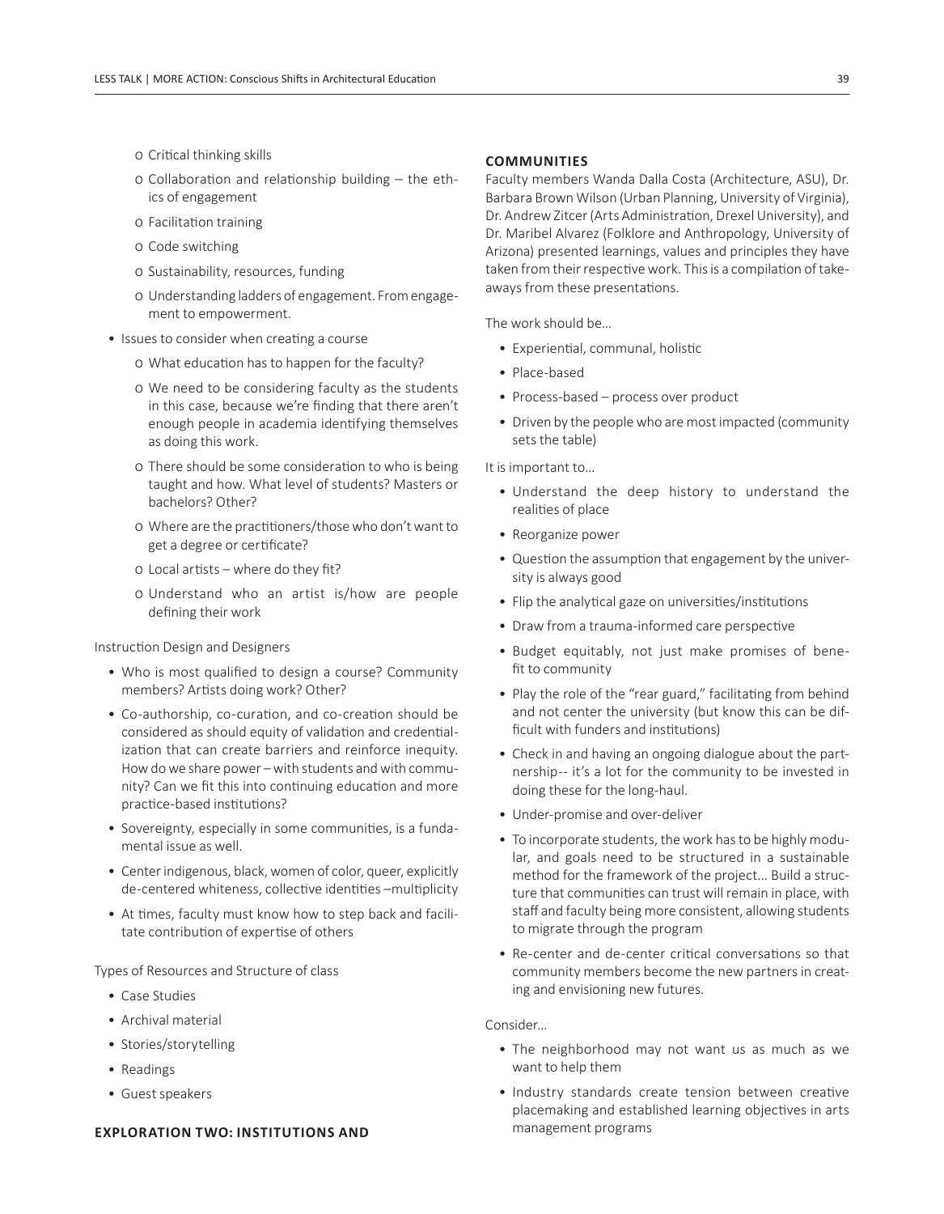- Critical thinking skills
  - Collaboration and relationship building – the ethics of engagement
  - Facilitation training
  - Code switching
  - Sustainability, resources, funding
  - Understanding ladders of engagement. From engagement to empowerment.
- Issues to consider when creating a course
  - What education has to happen for the faculty?
  - We need to be considering faculty as the students in this case, because we're finding that there aren't enough people in academia identifying themselves as doing this work.
  - There should be some consideration to who is being taught and how. What level of students? Masters or bachelors? Other?
  - Where are the practitioners/those who don't want to get a degree or certificate?
  - Local artists – where do they fit?
  - Understand who an artist is/how are people defining their work

Instruction Design and Designers

- Who is most qualified to design a course? Community members? Artists doing work? Other?
- Co-authorship, co-curation, and co-creation should be considered as should equity of validation and credentialization that can create barriers and reinforce inequity. How do we share power – with students and with community? Can we fit this into continuing education and more practice-based institutions?
- Sovereignty, especially in some communities, is a fundamental issue as well.
- Center indigenous, black, women of color, queer, explicitly de-centered whiteness, collective identities –multiplicity
- At times, faculty must know how to step back and facilitate contribution of expertise of others

Types of Resources and Structure of class

- Case Studies
- Archival material
- Stories/storytelling
- Readings
- Guest speakers

## EXPLORATION TWO: INSTITUTIONS AND COMMUNITIES

Faculty members Wanda Dalla Costa (Architecture, ASU), Dr. Barbara Brown Wilson (Urban Planning, University of Virginia), Dr. Andrew Zitcer (Arts Administration, Drexel University), and Dr. Maribel Alvarez (Folklore and Anthropology, University of Arizona) presented learnings, values and principles they have taken from their respective work. This is a compilation of takeaways from these presentations.

The work should be…

- Experiential, communal, holistic
- Place-based
- Process-based – process over product
- Driven by the people who are most impacted (community sets the table)

It is important to…

- Understand the deep history to understand the realities of place
- Reorganize power
- Question the assumption that engagement by the university is always good
- Flip the analytical gaze on universities/institutions
- Draw from a trauma-informed care perspective
- Budget equitably, not just make promises of benefit to community
- Play the role of the "rear guard," facilitating from behind and not center the university (but know this can be difficult with funders and institutions)
- Check in and having an ongoing dialogue about the partnership-- it's a lot for the community to be invested in doing these for the long-haul.
- Under-promise and over-deliver
- To incorporate students, the work has to be highly modular, and goals need to be structured in a sustainable method for the framework of the project… Build a structure that communities can trust will remain in place, with staff and faculty being more consistent, allowing students to migrate through the program
- Re-center and de-center critical conversations so that community members become the new partners in creating and envisioning new futures.

Consider…

- The neighborhood may not want us as much as we want to help them
- Industry standards create tension between creative placemaking and established learning objectives in arts management programs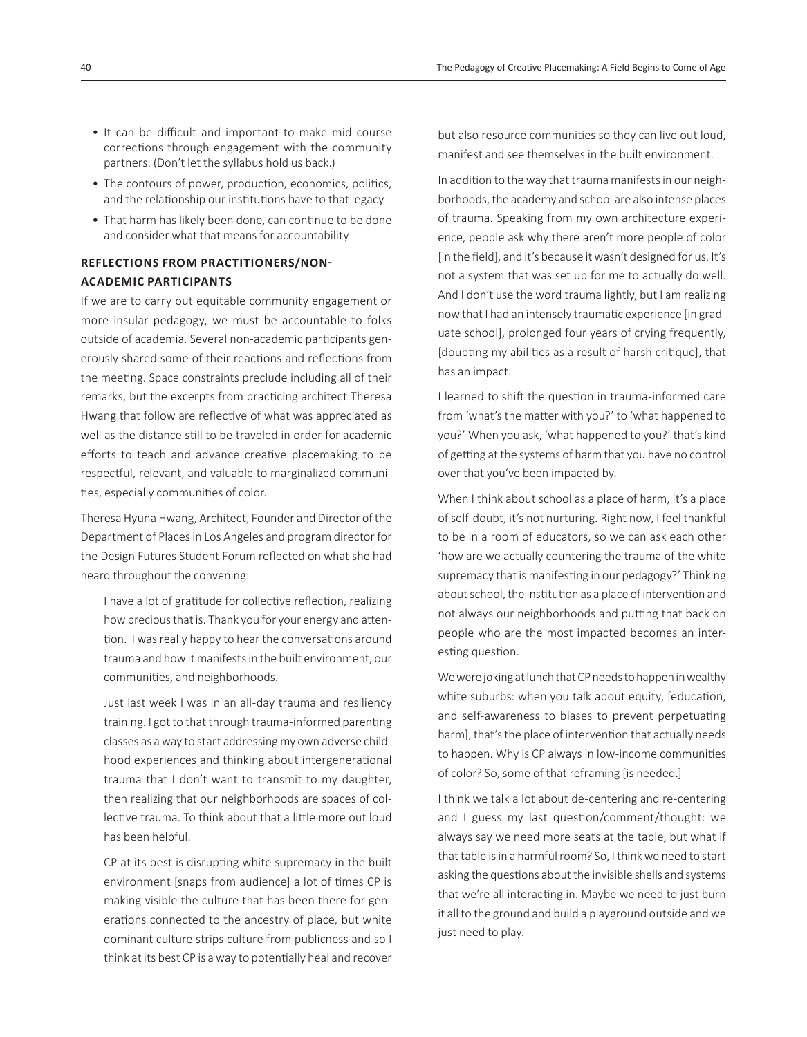- It can be difficult and important to make mid-course corrections through engagement with the community partners. (Don't let the syllabus hold us back.)
- The contours of power, production, economics, politics, and the relationship our institutions have to that legacy
- That harm has likely been done, can continue to be done and consider what that means for accountability

## REFLECTIONS FROM PRACTITIONERS/NON-ACADEMIC PARTICIPANTS

If we are to carry out equitable community engagement or more insular pedagogy, we must be accountable to folks outside of academia. Several non-academic participants generously shared some of their reactions and reflections from the meeting. Space constraints preclude including all of their remarks, but the excerpts from practicing architect Theresa Hwang that follow are reflective of what was appreciated as well as the distance still to be traveled in order for academic efforts to teach and advance creative placemaking to be respectful, relevant, and valuable to marginalized communities, especially communities of color.

Theresa Hyuna Hwang, Architect, Founder and Director of the Department of Places in Los Angeles and program director for the Design Futures Student Forum reflected on what she had heard throughout the convening:

> I have a lot of gratitude for collective reflection, realizing how precious that is. Thank you for your energy and attention. I was really happy to hear the conversations around trauma and how it manifests in the built environment, our communities, and neighborhoods.
>
> Just last week I was in an all-day trauma and resiliency training. I got to that through trauma-informed parenting classes as a way to start addressing my own adverse childhood experiences and thinking about intergenerational trauma that I don't want to transmit to my daughter, then realizing that our neighborhoods are spaces of collective trauma. To think about that a little more out loud has been helpful.
>
> CP at its best is disrupting white supremacy in the built environment [snaps from audience] a lot of times CP is making visible the culture that has been there for generations connected to the ancestry of place, but white dominant culture strips culture from publicness and so I think at its best CP is a way to potentially heal and recover but also resource communities so they can live out loud, manifest and see themselves in the built environment.
>
> In addition to the way that trauma manifests in our neighborhoods, the academy and school are also intense places of trauma. Speaking from my own architecture experience, people ask why there aren't more people of color [in the field], and it's because it wasn't designed for us. It's not a system that was set up for me to actually do well. And I don't use the word trauma lightly, but I am realizing now that I had an intensely traumatic experience [in graduate school], prolonged four years of crying frequently, [doubting my abilities as a result of harsh critique], that has an impact.
>
> I learned to shift the question in trauma-informed care from 'what's the matter with you?' to 'what happened to you?' When you ask, 'what happened to you?' that's kind of getting at the systems of harm that you have no control over that you've been impacted by.
>
> When I think about school as a place of harm, it's a place of self-doubt, it's not nurturing. Right now, I feel thankful to be in a room of educators, so we can ask each other 'how are we actually countering the trauma of the white supremacy that is manifesting in our pedagogy?' Thinking about school, the institution as a place of intervention and not always our neighborhoods and putting that back on people who are the most impacted becomes an interesting question.
>
> We were joking at lunch that CP needs to happen in wealthy white suburbs: when you talk about equity, [education, and self-awareness to biases to prevent perpetuating harm], that's the place of intervention that actually needs to happen. Why is CP always in low-income communities of color? So, some of that reframing [is needed.]
>
> I think we talk a lot about de-centering and re-centering and I guess my last question/comment/thought: we always say we need more seats at the table, but what if that table is in a harmful room? So, I think we need to start asking the questions about the invisible shells and systems that we're all interacting in. Maybe we need to just burn it all to the ground and build a playground outside and we just need to play.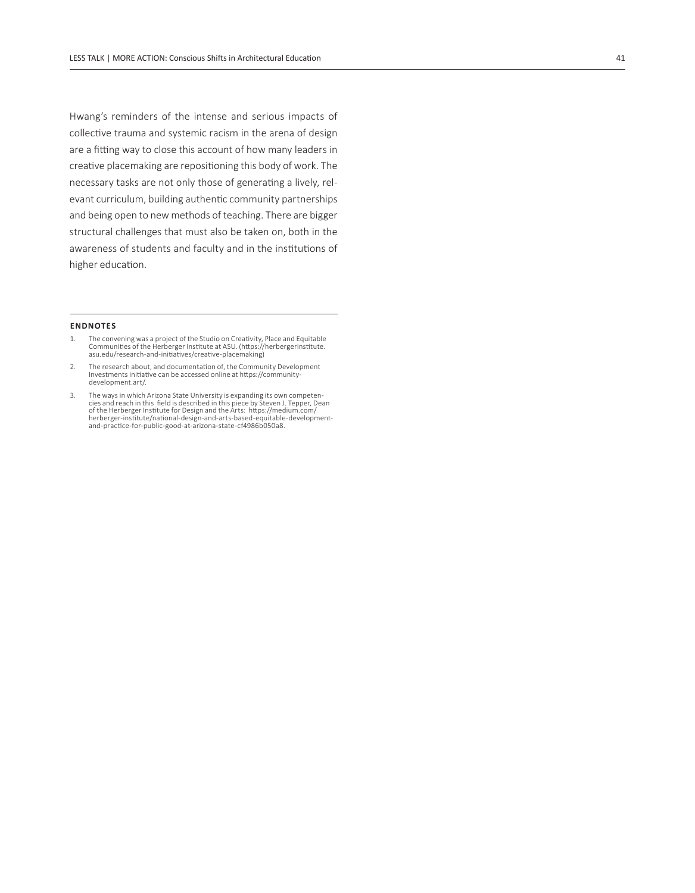Hwang's reminders of the intense and serious impacts of collective trauma and systemic racism in the arena of design are a fitting way to close this account of how many leaders in creative placemaking are repositioning this body of work. The necessary tasks are not only those of generating a lively, relevant curriculum, building authentic community partnerships and being open to new methods of teaching. There are bigger structural challenges that must also be taken on, both in the awareness of students and faculty and in the institutions of higher education.

#### ENDNOTES

1. The convening was a project of the Studio on Creativity, Place and Equitable Communities of the Herberger Institute at ASU. (https://herbergerinstitute.asu.edu/research-and-initiatives/creative-placemaking)
2. The research about, and documentation of, the Community Development Investments initiative can be accessed online at https://community-development.art/.
3. The ways in which Arizona State University is expanding its own competencies and reach in this field is described in this piece by Steven J. Tepper, Dean of the Herberger Institute for Design and the Arts: https://medium.com/herberger-institute/national-design-and-arts-based-equitable-development-and-practice-for-public-good-at-arizona-state-cf4986b050a8.